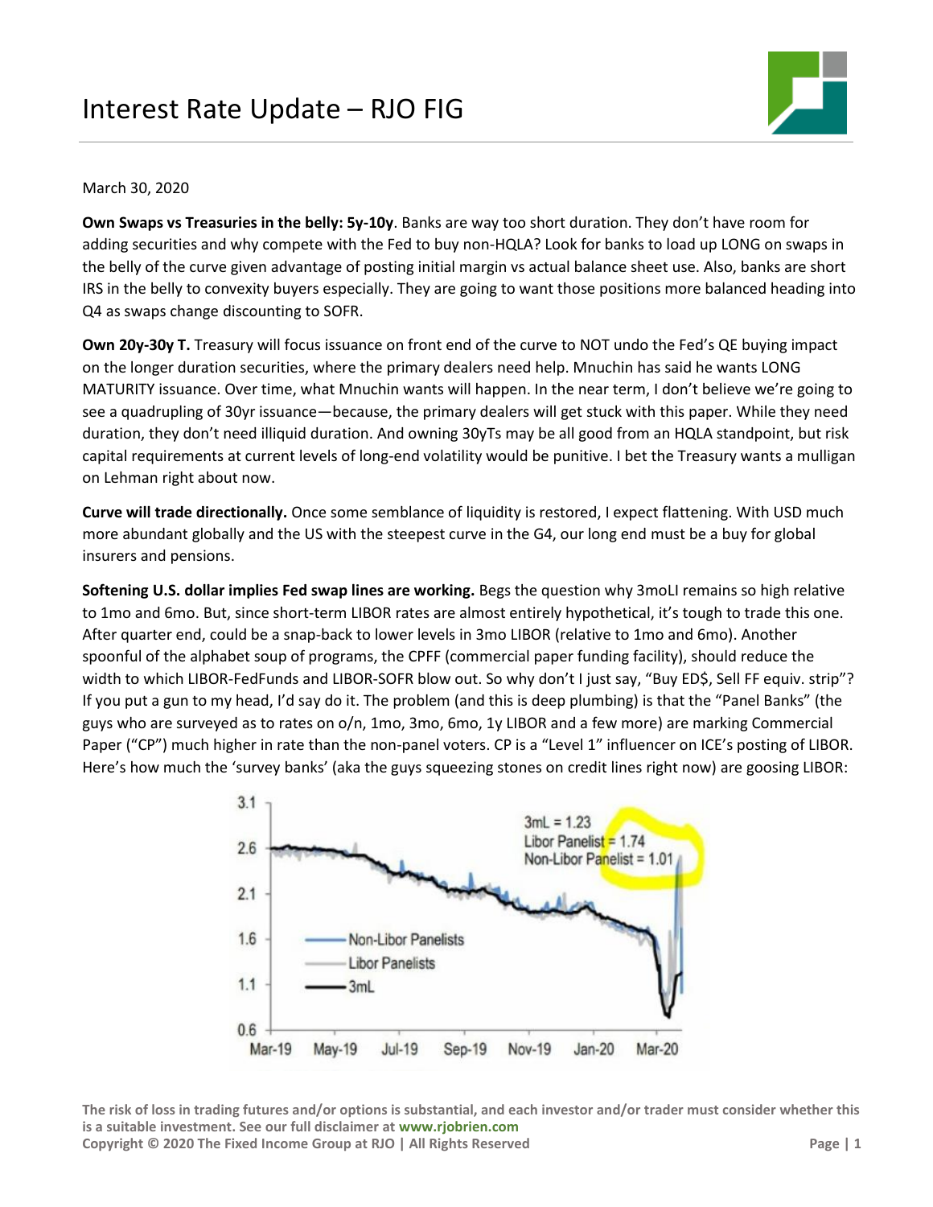# Interest Rate Update – RJO FIG

March 30, 2020

**Own Swaps vs Treasuries in the belly: 5y-10y**. Banks are way too short duration. They don't have room for adding securities and why compete with the Fed to buy non-HQLA? Look for banks to load up LONG on swaps in the belly of the curve given advantage of posting initial margin vs actual balance sheet use. Also, banks are short IRS in the belly to convexity buyers especially. They are going to want those positions more balanced heading into Q4 as swaps change discounting to SOFR.

**Own 20y-30y T.** Treasury will focus issuance on front end of the curve to NOT undo the Fed's QE buying impact on the longer duration securities, where the primary dealers need help. Mnuchin has said he wants LONG MATURITY issuance. Over time, what Mnuchin wants will happen. In the near term, I don't believe we're going to see a quadrupling of 30yr issuance—because, the primary dealers will get stuck with this paper. While they need duration, they don't need illiquid duration. And owning 30yTs may be all good from an HQLA standpoint, but risk capital requirements at current levels of long-end volatility would be punitive. I bet the Treasury wants a mulligan on Lehman right about now.

**Curve will trade directionally.** Once some semblance of liquidity is restored, I expect flattening. With USD much more abundant globally and the US with the steepest curve in the G4, our long end must be a buy for global insurers and pensions.

**Softening U.S. dollar implies Fed swap lines are working.** Begs the question why 3moLI remains so high relative to 1mo and 6mo. But, since short-term LIBOR rates are almost entirely hypothetical, it's tough to trade this one. After quarter end, could be a snap-back to lower levels in 3mo LIBOR (relative to 1mo and 6mo). Another spoonful of the alphabet soup of programs, the CPFF (commercial paper funding facility), should reduce the width to which LIBOR-FedFunds and LIBOR-SOFR blow out. So why don't I just say, "Buy ED$, Sell FF equiv. strip"? If you put a gun to my head, I'd say do it. The problem (and this is deep plumbing) is that the "Panel Banks" (the guys who are surveyed as to rates on o/n, 1mo, 3mo, 6mo, 1y LIBOR and a few more) are marking Commercial Paper ("CP") much higher in rate than the non-panel voters. CP is a "Level 1" influencer on ICE's posting of LIBOR. Here's how much the 'survey banks' (aka the guys squeezing stones on credit lines right now) are goosing LIBOR: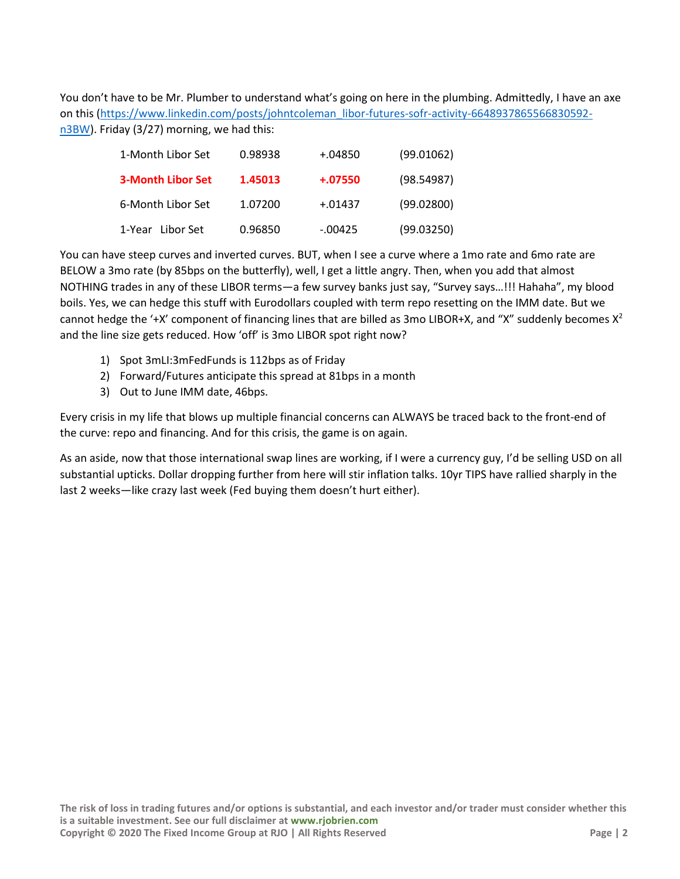You don't have to be Mr. Plumber to understand what's going on here in the plumbing. Admittedly, I have an axe on this ([https://www.linkedin.com/posts/johntcoleman_libor-futures-sofr-activity-6648937865566830592-n3BW](https://www.linkedin.com/posts/johntcoleman_libor-futures-sofr-activity-6648937865566830592-n3BW)). Friday (3/27) morning, we had this:

| | | | |
|---|---|---|---|
| 1-Month Libor Set | 0.98938 | +.04850 | (99.01062) |
| **3-Month Libor Set** | **1.45013** | **+.07550** | (98.54987) |
| 6-Month Libor Set | 1.07200 | +.01437 | (99.02800) |
| 1-Year Libor Set | 0.96850 | -.00425 | (99.03250) |

You can have steep curves and inverted curves. BUT, when I see a curve where a 1mo rate and 6mo rate are BELOW a 3mo rate (by 85bps on the butterfly), well, I get a little angry. Then, when you add that almost NOTHING trades in any of these LIBOR terms—a few survey banks just say, "Survey says…!!! Hahaha", my blood boils. Yes, we can hedge this stuff with Eurodollars coupled with term repo resetting on the IMM date. But we cannot hedge the '+X' component of financing lines that are billed as 3mo LIBOR+X, and "X" suddenly becomes $X^2$ and the line size gets reduced. How 'off' is 3mo LIBOR spot right now?

1) Spot 3mLI:3mFedFunds is 112bps as of Friday
2) Forward/Futures anticipate this spread at 81bps in a month
3) Out to June IMM date, 46bps.

Every crisis in my life that blows up multiple financial concerns can ALWAYS be traced back to the front-end of the curve: repo and financing. And for this crisis, the game is on again.

As an aside, now that those international swap lines are working, if I were a currency guy, I'd be selling USD on all substantial upticks. Dollar dropping further from here will stir inflation talks. 10yr TIPS have rallied sharply in the last 2 weeks—like crazy last week (Fed buying them doesn't hurt either).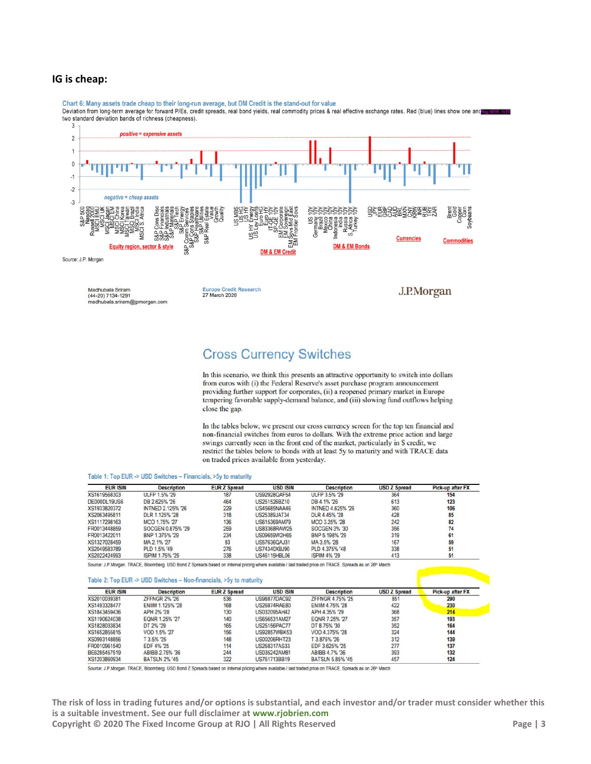**IG is cheap:**

Chart 6: Many assets trade cheap to their long-run average, but DM Credit is the stand-out for value

Deviation from long-term average for forward P/Es, credit spreads, real bond yields, real commodity prices & real effective exchange rates. Red (blue) lines show one and two standard deviation bands of richness (cheapness).

Source: J.P. Morgan

Madhubala Sriram
(44-20) 7134-1291
madhubala.sriram@jpmorgan.com

Europe Credit Research
27 March 2020

J.P.Morgan

## Cross Currency Switches

In this scenario, we think this presents an attractive opportunity to switch into dollars from euros with (i) the Federal Reserve's asset purchase program announcement providing further support for corporates, (ii) a reopened primary market in Europe tempering favorable supply-demand balance, and (iii) slowing fund outflows helping close the gap.

In the tables below, we present our cross currency screen for the top ten financial and non-financial switches from euros to dollars. With the extreme price action and large swings currently seen in the front end of the market, particularly in $ credit, we restrict the tables below to bonds with at least 5y to maturity and with TRACE data on traded prices available from yesterday.

Table 1: Top EUR -> USD Switches – Financials, >5y to maturity

| EUR ISIN | Description | EUR Z Spread | USD ISIN | Description | USD Z Spread | Pick-up after FX |
|---|---|---|---|---|---|---|
| XS1619568303 | ULFP 1.5% '29 | 187 | US92928QAF54 | ULFP 3.5% '29 | 364 | **154** |
| DE000DL19US6 | DB 2.625% '26 | 464 | US251526BZ10 | DB 4.1% '26 | 613 | **123** |
| XS1933820372 | INTNED 2.125% '26 | 229 | US45685NAA46 | INTNED 4.625% '26 | 360 | **106** |
| XS2063495811 | DLR 1.125% '28 | 318 | US25389JAT34 | DLR 4.45% '28 | 428 | **85** |
| XS1117298163 | MCO 1.75% '27 | 136 | US615369AM79 | MCO 3.25% '28 | 242 | **82** |
| FR0013448859 | SOCGEN 0.875% '29 | 259 | US83368RAW25 | SOCGEN 3% '30 | 356 | **74** |
| FR0013422011 | BNP 1.375% '29 | 234 | US09659W2H65 | BNP 5.198% '29 | 319 | **61** |
| XS1327028459 | MA 2.1% '27 | 83 | US57636QAJ31 | MA 3.5% '28 | 167 | **59** |
| XS2049583789 | PLD 1.5% '49 | 276 | US74340XBJ90 | PLD 4.375% '48 | 338 | **51** |
| XS2022424993 | ISPIM 1.75% '29 | 338 | US46115HBL06 | ISPIM 4% '29 | 413 | **51** |

Source: J.P.Morgan. TRACE, Bloomberg. USD Bond Z Spreads based on internal pricing where available / last traded price on TRACE. Spreads as on 26th March

Table 2: Top EUR -> USD Switches – Non-financials, >5y to maturity

| EUR ISIN | Description | EUR Z Spread | USD ISIN | Description | USD Z Spread | Pick-up after FX |
|---|---|---|---|---|---|---|
| XS2010039381 | ZFFNGR 2% '26 | 536 | US98877DAC92 | ZFFNGR 4.75% '25 | 851 | **290** |
| XS1493328477 | ENIIM 1.125% '28 | 168 | US26874RAE80 | ENIIM 4.75% '28 | 422 | **230** |
| XS1843459436 | APH 2% '28 | 130 | US032095AH42 | APH 4.35% '29 | 368 | **214** |
| XS1190624038 | EQNR 1.25% '27 | 140 | US656531AM27 | EQNR 7.25% '27 | 357 | **193** |
| XS1828033834 | DT 2% '29 | 165 | US25156PAC77 | DT 8.75% '30 | 352 | **164** |
| XS1652855815 | VOD 1.5% '27 | 156 | US92857WBK53 | VOD 4.375% '28 | 324 | **144** |
| XS0993148856 | T 3.5% '25 | 148 | US00206RHT23 | T 3.875% '26 | 312 | **139** |
| FR0010961540 | EDF 4% '25 | 114 | US268317AS33 | EDF 3.625% '25 | 277 | **137** |
| BE6285457519 | ABIBB 2.75% '36 | 244 | US035242AM81 | ABIBB 4.7% '36 | 393 | **132** |
| XS1203860934 | BATSLN 2% '45 | 322 | US761713BB19 | BATSLN 5.85% '45 | 457 | **124** |

Source: J.P.Morgan. TRACE, Bloomberg. USD Bond Z Spreads based on internal pricing where available / last traded price on TRACE. Spreads as on 26th March

**The risk of loss in trading futures and/or options is substantial, and each investor and/or trader must consider whether this is a suitable investment. See our full disclaimer at www.rjobrien.com**
**Copyright © 2020 The Fixed Income Group at RJO | All Rights Reserved**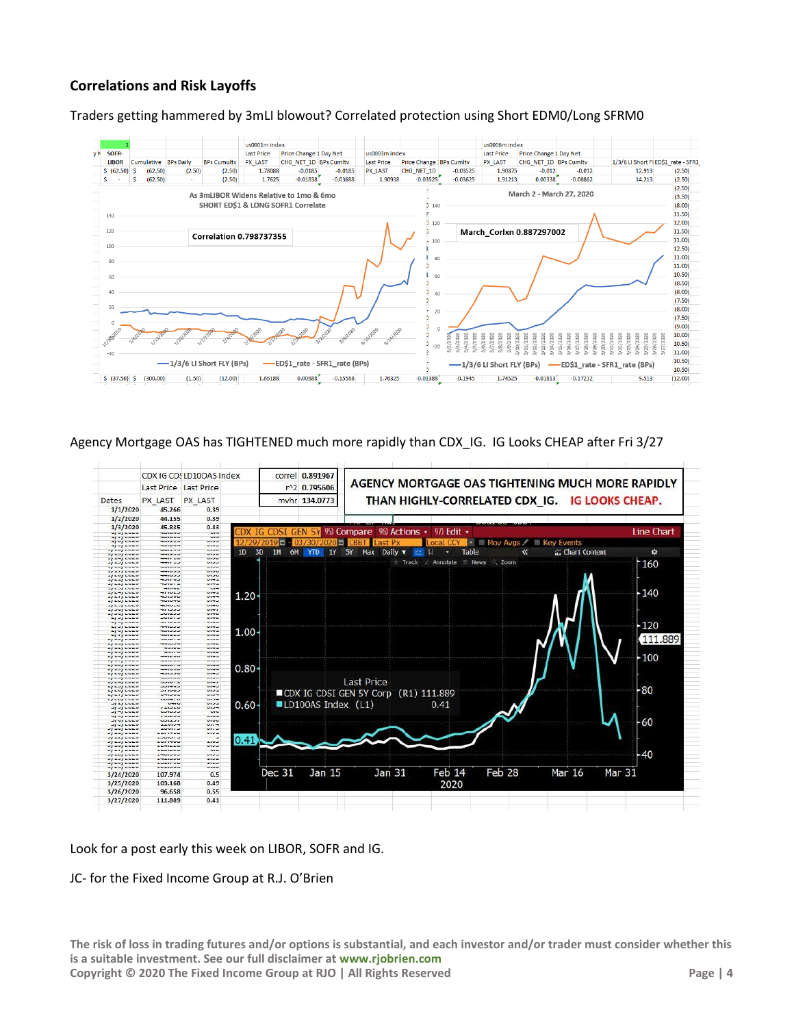## Correlations and Risk Layoffs

Traders getting hammered by 3mLI blowout? Correlated protection using Short EDM0/Long SFRM0

Agency Mortgage OAS has TIGHTENED much more rapidly than CDX_IG. IG Looks CHEAP after Fri 3/27

Look for a post early this week on LIBOR, SOFR and IG.

JC- for the Fixed Income Group at R.J. O'Brien

**The risk of loss in trading futures and/or options is substantial, and each investor and/or trader must consider whether this is a suitable investment. See our full disclaimer at www.rjobrien.com**

**Copyright © 2020 The Fixed Income Group at RJO | All Rights Reserved**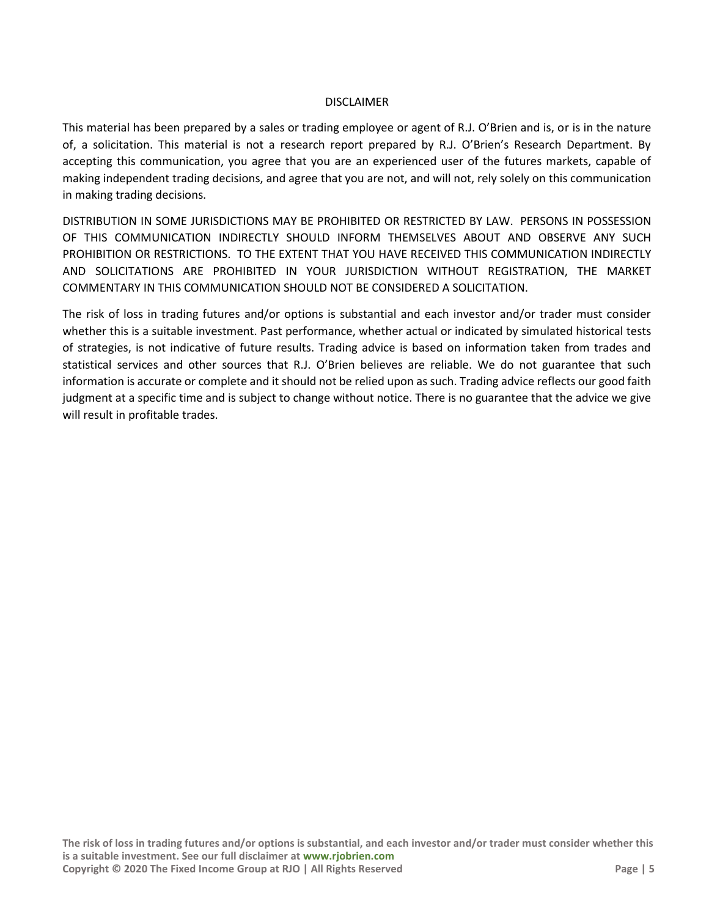## DISCLAIMER

This material has been prepared by a sales or trading employee or agent of R.J. O'Brien and is, or is in the nature of, a solicitation. This material is not a research report prepared by R.J. O'Brien's Research Department. By accepting this communication, you agree that you are an experienced user of the futures markets, capable of making independent trading decisions, and agree that you are not, and will not, rely solely on this communication in making trading decisions.

DISTRIBUTION IN SOME JURISDICTIONS MAY BE PROHIBITED OR RESTRICTED BY LAW. PERSONS IN POSSESSION OF THIS COMMUNICATION INDIRECTLY SHOULD INFORM THEMSELVES ABOUT AND OBSERVE ANY SUCH PROHIBITION OR RESTRICTIONS. TO THE EXTENT THAT YOU HAVE RECEIVED THIS COMMUNICATION INDIRECTLY AND SOLICITATIONS ARE PROHIBITED IN YOUR JURISDICTION WITHOUT REGISTRATION, THE MARKET COMMENTARY IN THIS COMMUNICATION SHOULD NOT BE CONSIDERED A SOLICITATION.

The risk of loss in trading futures and/or options is substantial and each investor and/or trader must consider whether this is a suitable investment. Past performance, whether actual or indicated by simulated historical tests of strategies, is not indicative of future results. Trading advice is based on information taken from trades and statistical services and other sources that R.J. O'Brien believes are reliable. We do not guarantee that such information is accurate or complete and it should not be relied upon as such. Trading advice reflects our good faith judgment at a specific time and is subject to change without notice. There is no guarantee that the advice we give will result in profitable trades.